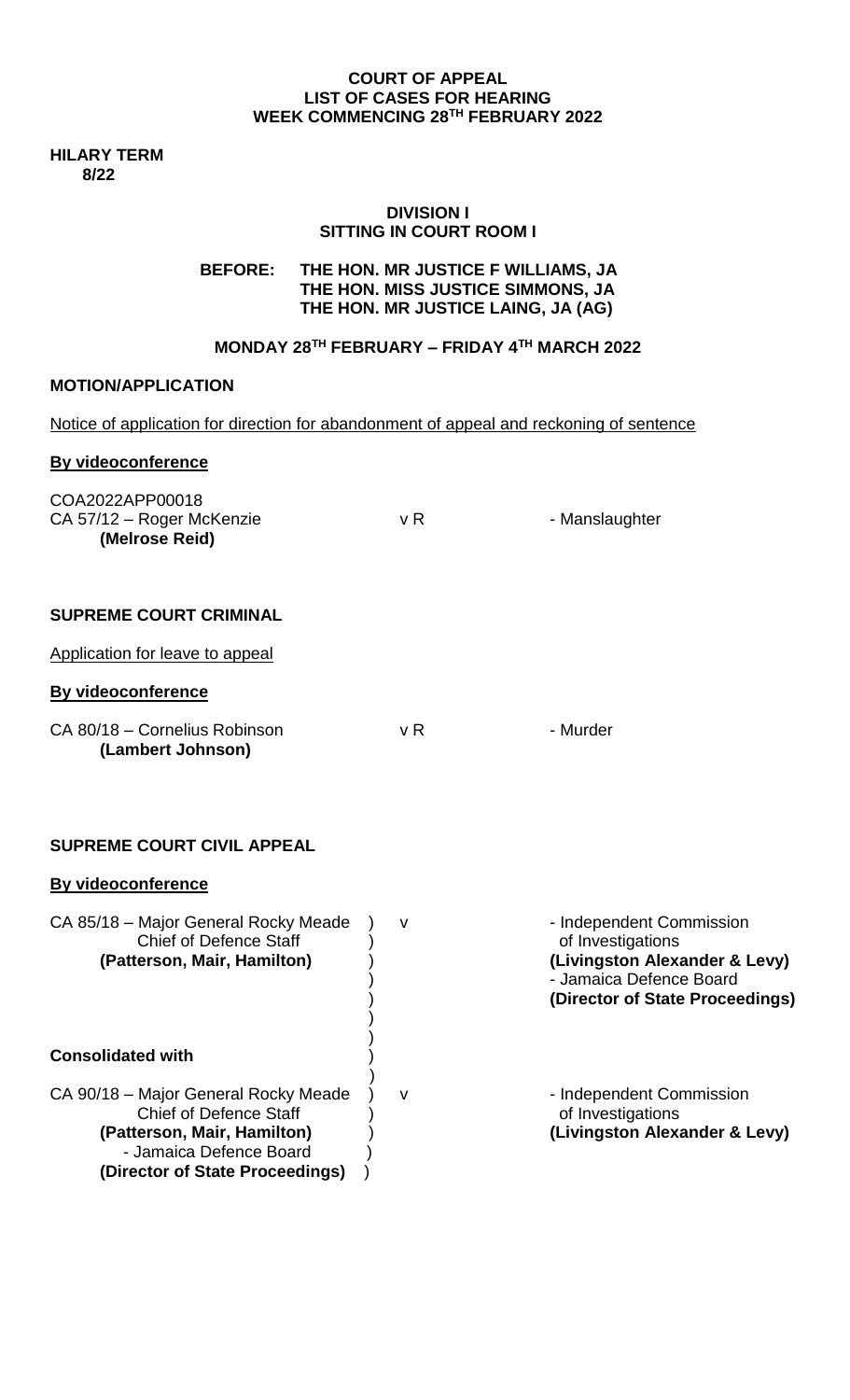**COURT OF APPEAL**
**LIST OF CASES FOR HEARING**
**WEEK COMMENCING 28TH FEBRUARY 2022**

**HILARY TERM**
**8/22**

**DIVISION I**
**SITTING IN COURT ROOM I**

**BEFORE: THE HON. MR JUSTICE F WILLIAMS, JA**
**THE HON. MISS JUSTICE SIMMONS, JA**
**THE HON. MR JUSTICE LAING, JA (AG)**

**MONDAY 28TH FEBRUARY – FRIDAY 4TH MARCH 2022**

**MOTION/APPLICATION**

Notice of application for direction for abandonment of appeal and reckoning of sentence

**By videoconference**

| | | |
|---|---|---|
| COA2022APP00018<br>CA 57/12 – Roger McKenzie<br>**(Melrose Reid)** | v R | - Manslaughter |

**SUPREME COURT CRIMINAL**

Application for leave to appeal

**By videoconference**

| | | |
|---|---|---|
| CA 80/18 – Cornelius Robinson<br>**(Lambert Johnson)** | v R | - Murder |

**SUPREME COURT CIVIL APPEAL**

**By videoconference**

| | | |
|---|---|---|
| CA 85/18 – Major General Rocky Meade<br>Chief of Defence Staff<br>**(Patterson, Mair, Hamilton)** | v | - Independent Commission of Investigations<br>**(Livingston Alexander & Levy)**<br>- Jamaica Defence Board<br>**(Director of State Proceedings)** |
| **Consolidated with** | | |
| CA 90/18 – Major General Rocky Meade<br>Chief of Defence Staff<br>**(Patterson, Mair, Hamilton)**<br>- Jamaica Defence Board<br>**(Director of State Proceedings)** | v | - Independent Commission of Investigations<br>**(Livingston Alexander & Levy)** |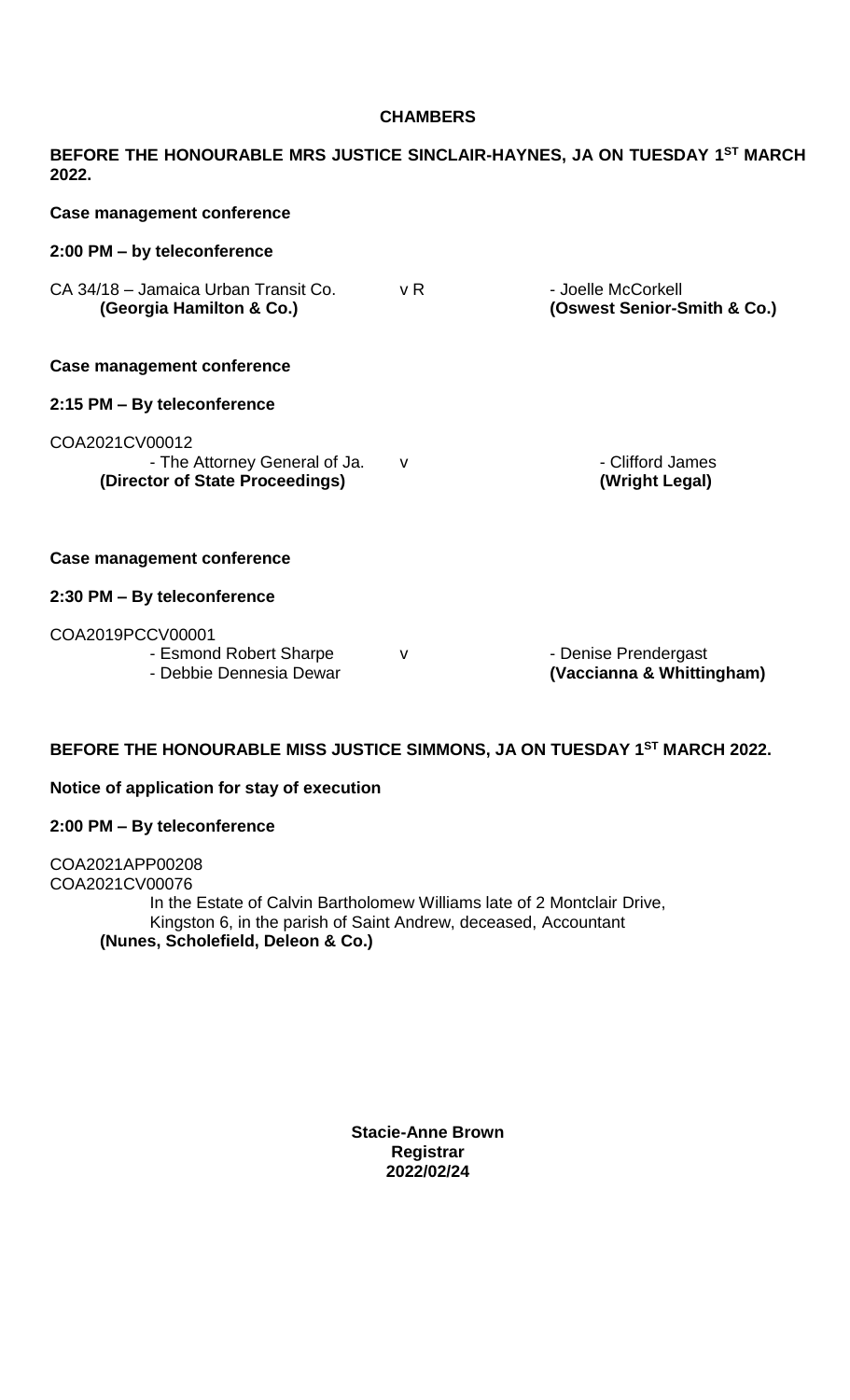**CHAMBERS**

**BEFORE THE HONOURABLE MRS JUSTICE SINCLAIR-HAYNES, JA ON TUESDAY 1ST MARCH 2022.**

**Case management conference**

**2:00 PM – by teleconference**

| | | |
|---|---|---|
| CA 34/18 – Jamaica Urban Transit Co. **(Georgia Hamilton & Co.)** | v R | - Joelle McCorkell **(Oswest Senior-Smith & Co.)** |

**Case management conference**

**2:15 PM – By teleconference**

COA2021CV00012

| | | |
|---|---|---|
| - The Attorney General of Ja. **(Director of State Proceedings)** | v | - Clifford James **(Wright Legal)** |

**Case management conference**

**2:30 PM – By teleconference**

COA2019PCCV00001

| | | |
|---|---|---|
| - Esmond Robert Sharpe<br>- Debbie Dennesia Dewar | v | - Denise Prendergast **(Vaccianna & Whittingham)** |

**BEFORE THE HONOURABLE MISS JUSTICE SIMMONS, JA ON TUESDAY 1ST MARCH 2022.**

**Notice of application for stay of execution**

**2:00 PM – By teleconference**

COA2021APP00208
COA2021CV00076

In the Estate of Calvin Bartholomew Williams late of 2 Montclair Drive, Kingston 6, in the parish of Saint Andrew, deceased, Accountant
**(Nunes, Scholefield, Deleon & Co.)**

**Stacie-Anne Brown**
**Registrar**
**2022/02/24**